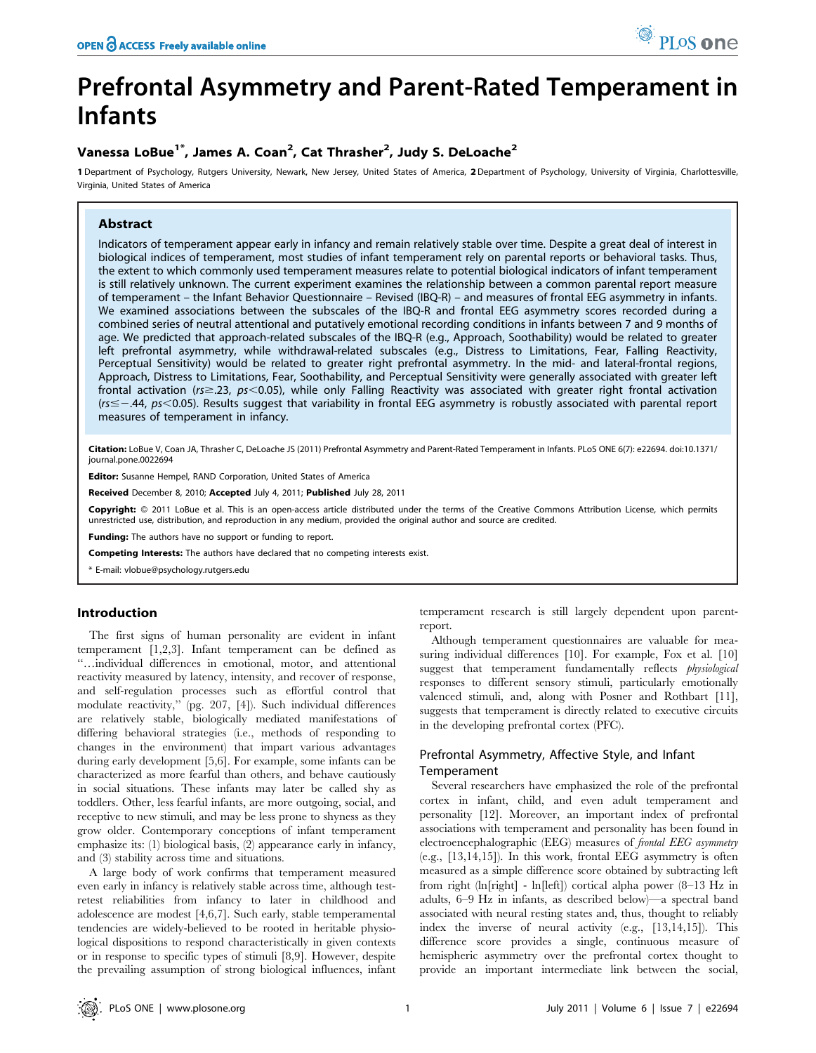# Prefrontal Asymmetry and Parent-Rated Temperament in Infants

**Vanessa LoBue[1]*, James A. Coan[2], Cat Thrasher[2], Judy S. DeLoache[2]**

[1] Department of Psychology, Rutgers University, Newark, New Jersey, United States of America, [2] Department of Psychology, University of Virginia, Charlottesville, Virginia, United States of America

## Abstract

Indicators of temperament appear early in infancy and remain relatively stable over time. Despite a great deal of interest in biological indices of temperament, most studies of infant temperament rely on parental reports or behavioral tasks. Thus, the extent to which commonly used temperament measures relate to potential biological indicators of infant temperament is still relatively unknown. The current experiment examines the relationship between a common parental report measure of temperament – the Infant Behavior Questionnaire – Revised (IBQ-R) – and measures of frontal EEG asymmetry in infants. We examined associations between the subscales of the IBQ-R and frontal EEG asymmetry scores recorded during a combined series of neutral attentional and putatively emotional recording conditions in infants between 7 and 9 months of age. We predicted that approach-related subscales of the IBQ-R (e.g., Approach, Soothability) would be related to greater left prefrontal asymmetry, while withdrawal-related subscales (e.g., Distress to Limitations, Fear, Falling Reactivity, Perceptual Sensitivity) would be related to greater right prefrontal asymmetry. In the mid- and lateral-frontal regions, Approach, Distress to Limitations, Fear, Soothability, and Perceptual Sensitivity were generally associated with greater left frontal activation ($rs \geq .23$, $ps < 0.05$), while only Falling Reactivity was associated with greater right frontal activation ($rs \leq -.44$, $ps < 0.05$). Results suggest that variability in frontal EEG asymmetry is robustly associated with parental report measures of temperament in infancy.

**Citation:** LoBue V, Coan JA, Thrasher C, DeLoache JS (2011) Prefrontal Asymmetry and Parent-Rated Temperament in Infants. PLoS ONE 6(7): e22694. doi:10.1371/journal.pone.0022694

**Editor:** Susanne Hempel, RAND Corporation, United States of America

**Received** December 8, 2010; **Accepted** July 4, 2011; **Published** July 28, 2011

**Copyright:** © 2011 LoBue et al. This is an open-access article distributed under the terms of the Creative Commons Attribution License, which permits unrestricted use, distribution, and reproduction in any medium, provided the original author and source are credited.

**Funding:** The authors have no support or funding to report.

**Competing Interests:** The authors have declared that no competing interests exist.

\* E-mail: vlobue@psychology.rutgers.edu

## Introduction

The first signs of human personality are evident in infant temperament [1,2,3]. Infant temperament can be defined as "…individual differences in emotional, motor, and attentional reactivity measured by latency, intensity, and recover of response, and self-regulation processes such as effortful control that modulate reactivity," (pg. 207, [4]). Such individual differences are relatively stable, biologically mediated manifestations of differing behavioral strategies (i.e., methods of responding to changes in the environment) that impart various advantages during early development [5,6]. For example, some infants can be characterized as more fearful than others, and behave cautiously in social situations. These infants may later be called shy as toddlers. Other, less fearful infants, are more outgoing, social, and receptive to new stimuli, and may be less prone to shyness as they grow older. Contemporary conceptions of infant temperament emphasize its: (1) biological basis, (2) appearance early in infancy, and (3) stability across time and situations.

A large body of work confirms that temperament measured even early in infancy is relatively stable across time, although test-retest reliabilities from infancy to later in childhood and adolescence are modest [4,6,7]. Such early, stable temperamental tendencies are widely-believed to be rooted in heritable physiological dispositions to respond characteristically in given contexts or in response to specific types of stimuli [8,9]. However, despite the prevailing assumption of strong biological influences, infant temperament research is still largely dependent upon parent-report.

Although temperament questionnaires are valuable for measuring individual differences [10]. For example, Fox et al. [10] suggest that temperament fundamentally reflects *physiological* responses to different sensory stimuli, particularly emotionally valenced stimuli, and, along with Posner and Rothbart [11], suggests that temperament is directly related to executive circuits in the developing prefrontal cortex (PFC).

### Prefrontal Asymmetry, Affective Style, and Infant Temperament

Several researchers have emphasized the role of the prefrontal cortex in infant, child, and even adult temperament and personality [12]. Moreover, an important index of prefrontal associations with temperament and personality has been found in electroencephalographic (EEG) measures of *frontal EEG asymmetry* (e.g., [13,14,15]). In this work, frontal EEG asymmetry is often measured as a simple difference score obtained by subtracting left from right (ln[right] - ln[left]) cortical alpha power (8–13 Hz in adults, 6–9 Hz in infants, as described below)—a spectral band associated with neural resting states and, thus, thought to reliably index the inverse of neural activity (e.g., [13,14,15]). This difference score provides a single, continuous measure of hemispheric asymmetry over the prefrontal cortex thought to provide an important intermediate link between the social,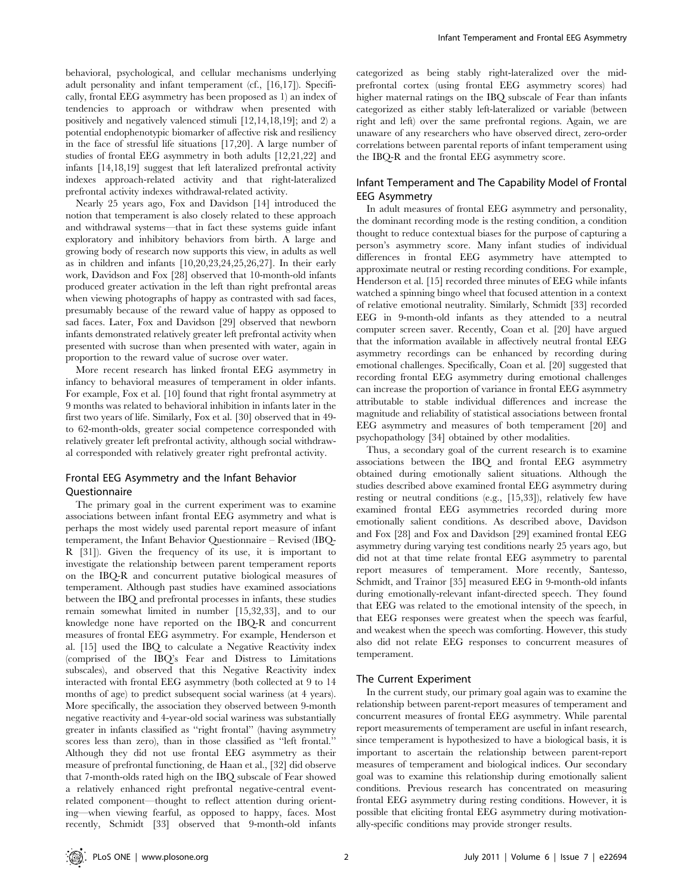behavioral, psychological, and cellular mechanisms underlying adult personality and infant temperament (cf., [16,17]). Specifically, frontal EEG asymmetry has been proposed as 1) an index of tendencies to approach or withdraw when presented with positively and negatively valenced stimuli [12,14,18,19]; and 2) a potential endophenotypic biomarker of affective risk and resiliency in the face of stressful life situations [17,20]. A large number of studies of frontal EEG asymmetry in both adults [12,21,22] and infants [14,18,19] suggest that left lateralized prefrontal activity indexes approach-related activity and that right-lateralized prefrontal activity indexes withdrawal-related activity.

Nearly 25 years ago, Fox and Davidson [14] introduced the notion that temperament is also closely related to these approach and withdrawal systems—that in fact these systems guide infant exploratory and inhibitory behaviors from birth. A large and growing body of research now supports this view, in adults as well as in children and infants [10,20,23,24,25,26,27]. In their early work, Davidson and Fox [28] observed that 10-month-old infants produced greater activation in the left than right prefrontal areas when viewing photographs of happy as contrasted with sad faces, presumably because of the reward value of happy as opposed to sad faces. Later, Fox and Davidson [29] observed that newborn infants demonstrated relatively greater left prefrontal activity when presented with sucrose than when presented with water, again in proportion to the reward value of sucrose over water.

More recent research has linked frontal EEG asymmetry in infancy to behavioral measures of temperament in older infants. For example, Fox et al. [10] found that right frontal asymmetry at 9 months was related to behavioral inhibition in infants later in the first two years of life. Similarly, Fox et al. [30] observed that in 49- to 62-month-olds, greater social competence corresponded with relatively greater left prefrontal activity, although social withdrawal corresponded with relatively greater right prefrontal activity.

## Frontal EEG Asymmetry and the Infant Behavior Questionnaire

The primary goal in the current experiment was to examine associations between infant frontal EEG asymmetry and what is perhaps the most widely used parental report measure of infant temperament, the Infant Behavior Questionnaire – Revised (IBQ-R [31]). Given the frequency of its use, it is important to investigate the relationship between parent temperament reports on the IBQ-R and concurrent putative biological measures of temperament. Although past studies have examined associations between the IBQ and prefrontal processes in infants, these studies remain somewhat limited in number [15,32,33], and to our knowledge none have reported on the IBQ-R and concurrent measures of frontal EEG asymmetry. For example, Henderson et al. [15] used the IBQ to calculate a Negative Reactivity index (comprised of the IBQ's Fear and Distress to Limitations subscales), and observed that this Negative Reactivity index interacted with frontal EEG asymmetry (both collected at 9 to 14 months of age) to predict subsequent social wariness (at 4 years). More specifically, the association they observed between 9-month negative reactivity and 4-year-old social wariness was substantially greater in infants classified as "right frontal" (having asymmetry scores less than zero), than in those classified as "left frontal." Although they did not use frontal EEG asymmetry as their measure of prefrontal functioning, de Haan et al., [32] did observe that 7-month-olds rated high on the IBQ subscale of Fear showed a relatively enhanced right prefrontal negative-central event-related component—thought to reflect attention during orienting—when viewing fearful, as opposed to happy, faces. Most recently, Schmidt [33] observed that 9-month-old infants categorized as being stably right-lateralized over the mid-prefrontal cortex (using frontal EEG asymmetry scores) had higher maternal ratings on the IBQ subscale of Fear than infants categorized as either stably left-lateralized or variable (between right and left) over the same prefrontal regions. Again, we are unaware of any researchers who have observed direct, zero-order correlations between parental reports of infant temperament using the IBQ-R and the frontal EEG asymmetry score.

## Infant Temperament and The Capability Model of Frontal EEG Asymmetry

In adult measures of frontal EEG asymmetry and personality, the dominant recording mode is the resting condition, a condition thought to reduce contextual biases for the purpose of capturing a person's asymmetry score. Many infant studies of individual differences in frontal EEG asymmetry have attempted to approximate neutral or resting recording conditions. For example, Henderson et al. [15] recorded three minutes of EEG while infants watched a spinning bingo wheel that focused attention in a context of relative emotional neutrality. Similarly, Schmidt [33] recorded EEG in 9-month-old infants as they attended to a neutral computer screen saver. Recently, Coan et al. [20] have argued that the information available in affectively neutral frontal EEG asymmetry recordings can be enhanced by recording during emotional challenges. Specifically, Coan et al. [20] suggested that recording frontal EEG asymmetry during emotional challenges can increase the proportion of variance in frontal EEG asymmetry attributable to stable individual differences and increase the magnitude and reliability of statistical associations between frontal EEG asymmetry and measures of both temperament [20] and psychopathology [34] obtained by other modalities.

Thus, a secondary goal of the current research is to examine associations between the IBQ and frontal EEG asymmetry obtained during emotionally salient situations. Although the studies described above examined frontal EEG asymmetry during resting or neutral conditions (e.g., [15,33]), relatively few have examined frontal EEG asymmetries recorded during more emotionally salient conditions. As described above, Davidson and Fox [28] and Fox and Davidson [29] examined frontal EEG asymmetry during varying test conditions nearly 25 years ago, but did not at that time relate frontal EEG asymmetry to parental report measures of temperament. More recently, Santesso, Schmidt, and Trainor [35] measured EEG in 9-month-old infants during emotionally-relevant infant-directed speech. They found that EEG was related to the emotional intensity of the speech, in that EEG responses were greatest when the speech was fearful, and weakest when the speech was comforting. However, this study also did not relate EEG responses to concurrent measures of temperament.

## The Current Experiment

In the current study, our primary goal again was to examine the relationship between parent-report measures of temperament and concurrent measures of frontal EEG asymmetry. While parental report measurements of temperament are useful in infant research, since temperament is hypothesized to have a biological basis, it is important to ascertain the relationship between parent-report measures of temperament and biological indices. Our secondary goal was to examine this relationship during emotionally salient conditions. Previous research has concentrated on measuring frontal EEG asymmetry during resting conditions. However, it is possible that eliciting frontal EEG asymmetry during motivationally-specific conditions may provide stronger results.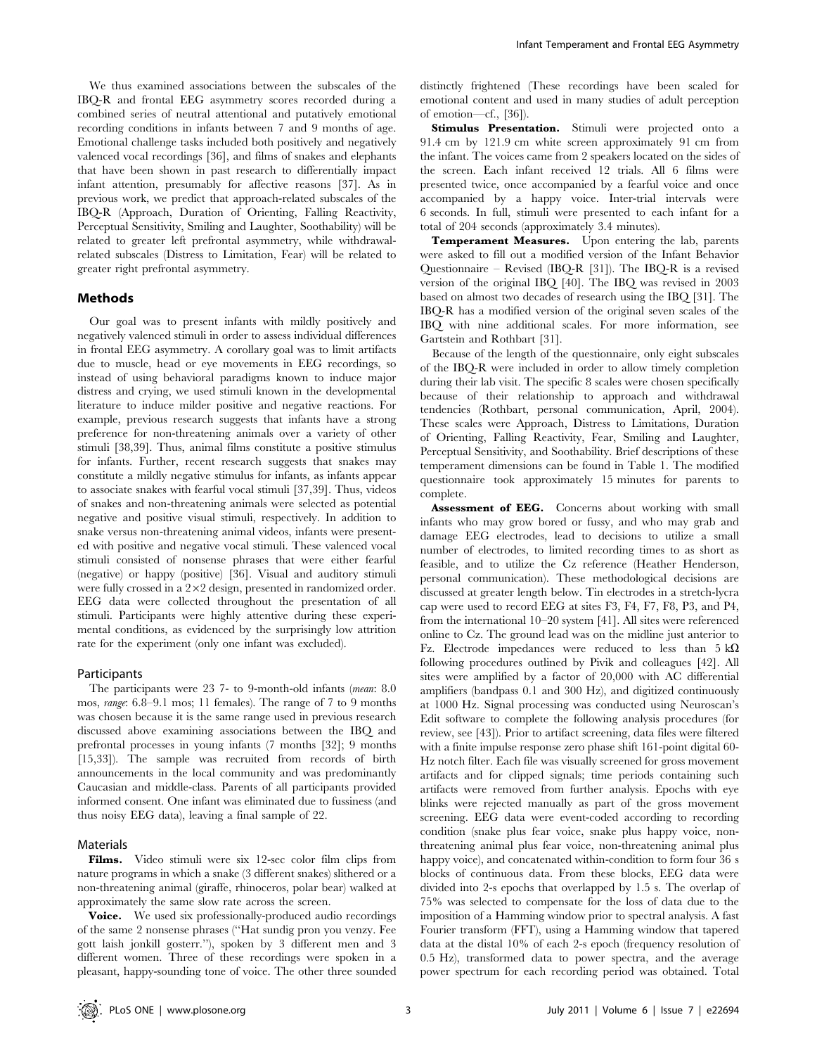We thus examined associations between the subscales of the IBQ-R and frontal EEG asymmetry scores recorded during a combined series of neutral attentional and putatively emotional recording conditions in infants between 7 and 9 months of age. Emotional challenge tasks included both positively and negatively valenced vocal recordings [36], and films of snakes and elephants that have been shown in past research to differentially impact infant attention, presumably for affective reasons [37]. As in previous work, we predict that approach-related subscales of the IBQ-R (Approach, Duration of Orienting, Falling Reactivity, Perceptual Sensitivity, Smiling and Laughter, Soothability) will be related to greater left prefrontal asymmetry, while withdrawal-related subscales (Distress to Limitation, Fear) will be related to greater right prefrontal asymmetry.

## Methods

Our goal was to present infants with mildly positively and negatively valenced stimuli in order to assess individual differences in frontal EEG asymmetry. A corollary goal was to limit artifacts due to muscle, head or eye movements in EEG recordings, so instead of using behavioral paradigms known to induce major distress and crying, we used stimuli known in the developmental literature to induce milder positive and negative reactions. For example, previous research suggests that infants have a strong preference for non-threatening animals over a variety of other stimuli [38,39]. Thus, animal films constitute a positive stimulus for infants. Further, recent research suggests that snakes may constitute a mildly negative stimulus for infants, as infants appear to associate snakes with fearful vocal stimuli [37,39]. Thus, videos of snakes and non-threatening animals were selected as potential negative and positive visual stimuli, respectively. In addition to snake versus non-threatening animal videos, infants were presented with positive and negative vocal stimuli. These valenced vocal stimuli consisted of nonsense phrases that were either fearful (negative) or happy (positive) [36]. Visual and auditory stimuli were fully crossed in a 2×2 design, presented in randomized order. EEG data were collected throughout the presentation of all stimuli. Participants were highly attentive during these experimental conditions, as evidenced by the surprisingly low attrition rate for the experiment (only one infant was excluded).

### Participants

The participants were 23 7- to 9-month-old infants (*mean*: 8.0 mos, *range*: 6.8–9.1 mos; 11 females). The range of 7 to 9 months was chosen because it is the same range used in previous research discussed above examining associations between the IBQ and prefrontal processes in young infants (7 months [32]; 9 months [15,33]). The sample was recruited from records of birth announcements in the local community and was predominantly Caucasian and middle-class. Parents of all participants provided informed consent. One infant was eliminated due to fussiness (and thus noisy EEG data), leaving a final sample of 22.

### Materials

**Films.** Video stimuli were six 12-sec color film clips from nature programs in which a snake (3 different snakes) slithered or a non-threatening animal (giraffe, rhinoceros, polar bear) walked at approximately the same slow rate across the screen.

**Voice.** We used six professionally-produced audio recordings of the same 2 nonsense phrases ("Hat sundig pron you venzy. Fee gott laish jonkill gosterr."), spoken by 3 different men and 3 different women. Three of these recordings were spoken in a pleasant, happy-sounding tone of voice. The other three sounded distinctly frightened (These recordings have been scaled for emotional content and used in many studies of adult perception of emotion—cf., [36]).

**Stimulus Presentation.** Stimuli were projected onto a 91.4 cm by 121.9 cm white screen approximately 91 cm from the infant. The voices came from 2 speakers located on the sides of the screen. Each infant received 12 trials. All 6 films were presented twice, once accompanied by a fearful voice and once accompanied by a happy voice. Inter-trial intervals were 6 seconds. In full, stimuli were presented to each infant for a total of 204 seconds (approximately 3.4 minutes).

**Temperament Measures.** Upon entering the lab, parents were asked to fill out a modified version of the Infant Behavior Questionnaire – Revised (IBQ-R [31]). The IBQ-R is a revised version of the original IBQ [40]. The IBQ was revised in 2003 based on almost two decades of research using the IBQ [31]. The IBQ-R has a modified version of the original seven scales of the IBQ with nine additional scales. For more information, see Gartstein and Rothbart [31].

Because of the length of the questionnaire, only eight subscales of the IBQ-R were included in order to allow timely completion during their lab visit. The specific 8 scales were chosen specifically because of their relationship to approach and withdrawal tendencies (Rothbart, personal communication, April, 2004). These scales were Approach, Distress to Limitations, Duration of Orienting, Falling Reactivity, Fear, Smiling and Laughter, Perceptual Sensitivity, and Soothability. Brief descriptions of these temperament dimensions can be found in Table 1. The modified questionnaire took approximately 15 minutes for parents to complete.

**Assessment of EEG.** Concerns about working with small infants who may grow bored or fussy, and who may grab and damage EEG electrodes, lead to decisions to utilize a small number of electrodes, to limited recording times to as short as feasible, and to utilize the Cz reference (Heather Henderson, personal communication). These methodological decisions are discussed at greater length below. Tin electrodes in a stretch-lycra cap were used to record EEG at sites F3, F4, F7, F8, P3, and P4, from the international 10–20 system [41]. All sites were referenced online to Cz. The ground lead was on the midline just anterior to Fz. Electrode impedances were reduced to less than 5 kΩ following procedures outlined by Pivik and colleagues [42]. All sites were amplified by a factor of 20,000 with AC differential amplifiers (bandpass 0.1 and 300 Hz), and digitized continuously at 1000 Hz. Signal processing was conducted using Neuroscan's Edit software to complete the following analysis procedures (for review, see [43]). Prior to artifact screening, data files were filtered with a finite impulse response zero phase shift 161-point digital 60-Hz notch filter. Each file was visually screened for gross movement artifacts and for clipped signals; time periods containing such artifacts were removed from further analysis. Epochs with eye blinks were rejected manually as part of the gross movement screening. EEG data were event-coded according to recording condition (snake plus fear voice, snake plus happy voice, non-threatening animal plus fear voice, non-threatening animal plus happy voice), and concatenated within-condition to form four 36 s blocks of continuous data. From these blocks, EEG data were divided into 2-s epochs that overlapped by 1.5 s. The overlap of 75% was selected to compensate for the loss of data due to the imposition of a Hamming window prior to spectral analysis. A fast Fourier transform (FFT), using a Hamming window that tapered data at the distal 10% of each 2-s epoch (frequency resolution of 0.5 Hz), transformed data to power spectra, and the average power spectrum for each recording period was obtained. Total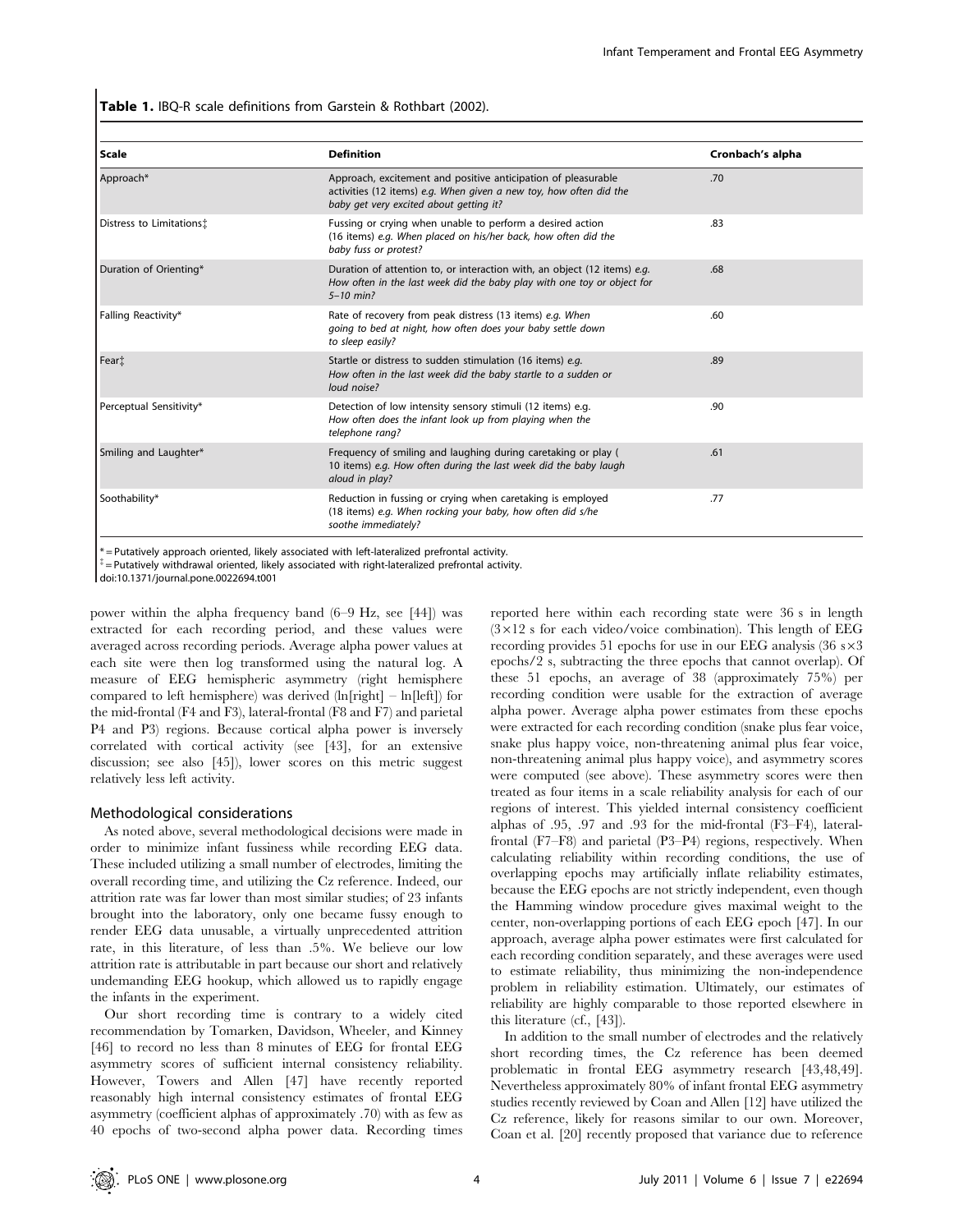**Table 1.** IBQ-R scale definitions from Garstein & Rothbart (2002).

| Scale | Definition | Cronbach's alpha |
|---|---|---|
| Approach* | Approach, excitement and positive anticipation of pleasurable activities (12 items) *e.g. When given a new toy, how often did the baby get very excited about getting it?* | .70 |
| Distress to Limitations‡ | Fussing or crying when unable to perform a desired action (16 items) *e.g. When placed on his/her back, how often did the baby fuss or protest?* | .83 |
| Duration of Orienting* | Duration of attention to, or interaction with, an object (12 items) *e.g. How often in the last week did the baby play with one toy or object for 5–10 min?* | .68 |
| Falling Reactivity* | Rate of recovery from peak distress (13 items) *e.g. When going to bed at night, how often does your baby settle down to sleep easily?* | .60 |
| Fear‡ | Startle or distress to sudden stimulation (16 items) *e.g. How often in the last week did the baby startle to a sudden or loud noise?* | .89 |
| Perceptual Sensitivity* | Detection of low intensity sensory stimuli (12 items) e.g. *How often does the infant look up from playing when the telephone rang?* | .90 |
| Smiling and Laughter* | Frequency of smiling and laughing during caretaking or play ( 10 items) *e.g. How often during the last week did the baby laugh aloud in play?* | .61 |
| Soothability* | Reduction in fussing or crying when caretaking is employed (18 items) *e.g. When rocking your baby, how often did s/he soothe immediately?* | .77 |

* = Putatively approach oriented, likely associated with left-lateralized prefrontal activity.
‡ = Putatively withdrawal oriented, likely associated with right-lateralized prefrontal activity.
doi:10.1371/journal.pone.0022694.t001

power within the alpha frequency band (6–9 Hz, see [44]) was extracted for each recording period, and these values were averaged across recording periods. Average alpha power values at each site were then log transformed using the natural log. A measure of EEG hemispheric asymmetry (right hemisphere compared to left hemisphere) was derived (ln[right] – ln[left]) for the mid-frontal (F4 and F3), lateral-frontal (F8 and F7) and parietal P4 and P3) regions. Because cortical alpha power is inversely correlated with cortical activity (see [43], for an extensive discussion; see also [45]), lower scores on this metric suggest relatively less left activity.

## Methodological considerations

As noted above, several methodological decisions were made in order to minimize infant fussiness while recording EEG data. These included utilizing a small number of electrodes, limiting the overall recording time, and utilizing the Cz reference. Indeed, our attrition rate was far lower than most similar studies; of 23 infants brought into the laboratory, only one became fussy enough to render EEG data unusable, a virtually unprecedented attrition rate, in this literature, of less than .5%. We believe our low attrition rate is attributable in part because our short and relatively undemanding EEG hookup, which allowed us to rapidly engage the infants in the experiment.

Our short recording time is contrary to a widely cited recommendation by Tomarken, Davidson, Wheeler, and Kinney [46] to record no less than 8 minutes of EEG for frontal EEG asymmetry scores of sufficient internal consistency reliability. However, Towers and Allen [47] have recently reported reasonably high internal consistency estimates of frontal EEG asymmetry (coefficient alphas of approximately .70) with as few as 40 epochs of two-second alpha power data. Recording times reported here within each recording state were 36 s in length ($3\times12$ s for each video/voice combination). This length of EEG recording provides 51 epochs for use in our EEG analysis ($36\text{ s}\times3$ epochs/2 s, subtracting the three epochs that cannot overlap). Of these 51 epochs, an average of 38 (approximately 75%) per recording condition were usable for the extraction of average alpha power. Average alpha power estimates from these epochs were extracted for each recording condition (snake plus fear voice, snake plus happy voice, non-threatening animal plus fear voice, non-threatening animal plus happy voice), and asymmetry scores were computed (see above). These asymmetry scores were then treated as four items in a scale reliability analysis for each of our regions of interest. This yielded internal consistency coefficient alphas of .95, .97 and .93 for the mid-frontal (F3–F4), lateral-frontal (F7–F8) and parietal (P3–P4) regions, respectively. When calculating reliability within recording conditions, the use of overlapping epochs may artificially inflate reliability estimates, because the EEG epochs are not strictly independent, even though the Hamming window procedure gives maximal weight to the center, non-overlapping portions of each EEG epoch [47]. In our approach, average alpha power estimates were first calculated for each recording condition separately, and these averages were used to estimate reliability, thus minimizing the non-independence problem in reliability estimation. Ultimately, our estimates of reliability are highly comparable to those reported elsewhere in this literature (cf., [43]).

In addition to the small number of electrodes and the relatively short recording times, the Cz reference has been deemed problematic in frontal EEG asymmetry research [43,48,49]. Nevertheless approximately 80% of infant frontal EEG asymmetry studies recently reviewed by Coan and Allen [12] have utilized the Cz reference, likely for reasons similar to our own. Moreover, Coan et al. [20] recently proposed that variance due to reference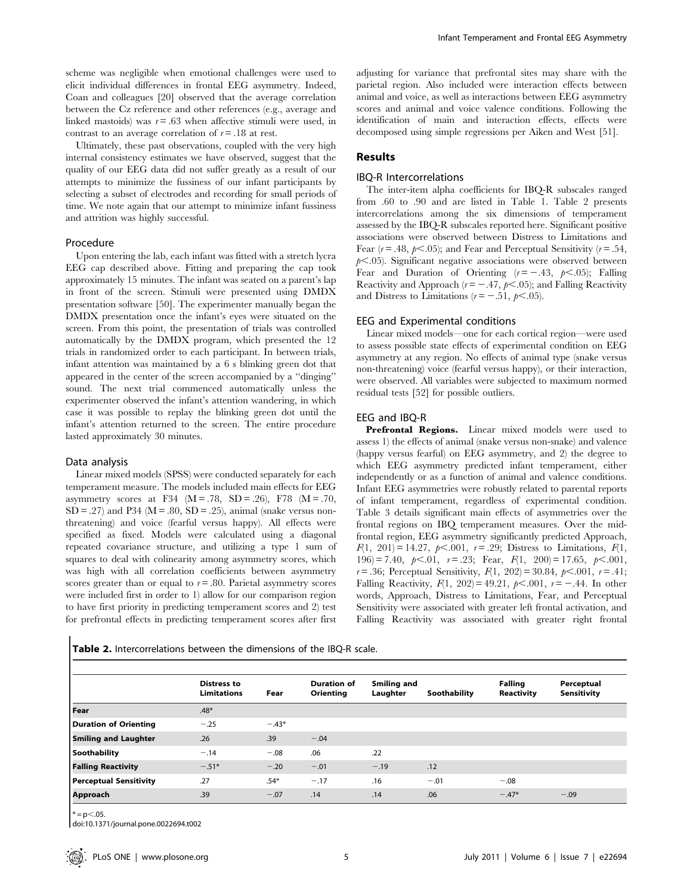scheme was negligible when emotional challenges were used to elicit individual differences in frontal EEG asymmetry. Indeed, Coan and colleagues [20] observed that the average correlation between the Cz reference and other references (e.g., average and linked mastoids) was $r = .63$ when affective stimuli were used, in contrast to an average correlation of $r = .18$ at rest.

Ultimately, these past observations, coupled with the very high internal consistency estimates we have observed, suggest that the quality of our EEG data did not suffer greatly as a result of our attempts to minimize the fussiness of our infant participants by selecting a subset of electrodes and recording for small periods of time. We note again that our attempt to minimize infant fussiness and attrition was highly successful.

### Procedure

Upon entering the lab, each infant was fitted with a stretch lycra EEG cap described above. Fitting and preparing the cap took approximately 15 minutes. The infant was seated on a parent's lap in front of the screen. Stimuli were presented using DMDX presentation software [50]. The experimenter manually began the DMDX presentation once the infant's eyes were situated on the screen. From this point, the presentation of trials was controlled automatically by the DMDX program, which presented the 12 trials in randomized order to each participant. In between trials, infant attention was maintained by a 6 s blinking green dot that appeared in the center of the screen accompanied by a "dinging" sound. The next trial commenced automatically unless the experimenter observed the infant's attention wandering, in which case it was possible to replay the blinking green dot until the infant's attention returned to the screen. The entire procedure lasted approximately 30 minutes.

### Data analysis

Linear mixed models (SPSS) were conducted separately for each temperament measure. The models included main effects for EEG asymmetry scores at F34 ($M = .78$, $SD = .26$), F78 ($M = .70$, $SD = .27$) and P34 ($M = .80$, $SD = .25$), animal (snake versus non-threatening) and voice (fearful versus happy). All effects were specified as fixed. Models were calculated using a diagonal repeated covariance structure, and utilizing a type 1 sum of squares to deal with colinearity among asymmetry scores, which was high with all correlation coefficients between asymmetry scores greater than or equal to $r = .80$. Parietal asymmetry scores were included first in order to 1) allow for our comparison region to have first priority in predicting temperament scores and 2) test for prefrontal effects in predicting temperament scores after first adjusting for variance that prefrontal sites may share with the parietal region. Also included were interaction effects between animal and voice, as well as interactions between EEG asymmetry scores and animal and voice valence conditions. Following the identification of main and interaction effects, effects were decomposed using simple regressions per Aiken and West [51].

## Results

### IBQ-R Intercorrelations

The inter-item alpha coefficients for IBQ-R subscales ranged from .60 to .90 and are listed in Table 1. Table 2 presents intercorrelations among the six dimensions of temperament assessed by the IBQ-R subscales reported here. Significant positive associations were observed between Distress to Limitations and Fear ($r = .48$, $p < .05$); and Fear and Perceptual Sensitivity ($r = .54$, $p < .05$). Significant negative associations were observed between Fear and Duration of Orienting ($r = -.43$, $p < .05$); Falling Reactivity and Approach ($r = -.47$, $p < .05$); and Falling Reactivity and Distress to Limitations ($r = -.51$, $p < .05$).

### EEG and Experimental conditions

Linear mixed models—one for each cortical region—were used to assess possible state effects of experimental condition on EEG asymmetry at any region. No effects of animal type (snake versus non-threatening) voice (fearful versus happy), or their interaction, were observed. All variables were subjected to maximum normed residual tests [52] for possible outliers.

### EEG and IBQ-R

**Prefrontal Regions.** Linear mixed models were used to assess 1) the effects of animal (snake versus non-snake) and valence (happy versus fearful) on EEG asymmetry, and 2) the degree to which EEG asymmetry predicted infant temperament, either independently or as a function of animal and valence conditions. Infant EEG asymmetries were robustly related to parental reports of infant temperament, regardless of experimental condition. Table 3 details significant main effects of asymmetries over the frontal regions on IBQ temperament measures. Over the mid-frontal region, EEG asymmetry significantly predicted Approach, $F(1, 201) = 14.27$, $p < .001$, $r = .29$; Distress to Limitations, $F(1, 196) = 7.40$, $p < .01$, $r = .23$; Fear, $F(1, 200) = 17.65$, $p < .001$, $r = .36$; Perceptual Sensitivity, $F(1, 202) = 30.84$, $p < .001$, $r = .41$; Falling Reactivity, $F(1, 202) = 49.21$, $p < .001$, $r = -.44$. In other words, Approach, Distress to Limitations, Fear, and Perceptual Sensitivity were associated with greater left frontal activation, and Falling Reactivity was associated with greater right frontal

**Table 2.** Intercorrelations between the dimensions of the IBQ-R scale.

| | Distress to Limitations | Fear | Duration of Orienting | Smiling and Laughter | Soothability | Falling Reactivity | Perceptual Sensitivity |
|---|---|---|---|---|---|---|---|
| **Fear** | .48* | | | | | | |
| **Duration of Orienting** | −.25 | −.43* | | | | | |
| **Smiling and Laughter** | .26 | .39 | −.04 | | | | |
| **Soothability** | −.14 | −.08 | .06 | .22 | | | |
| **Falling Reactivity** | −.51* | −.20 | −.01 | −.19 | .12 | | |
| **Perceptual Sensitivity** | .27 | .54* | −.17 | .16 | −.01 | −.08 | |
| **Approach** | .39 | −.07 | .14 | .14 | .06 | −.47* | −.09 |

* = $p < .05$.

doi:10.1371/journal.pone.0022694.t002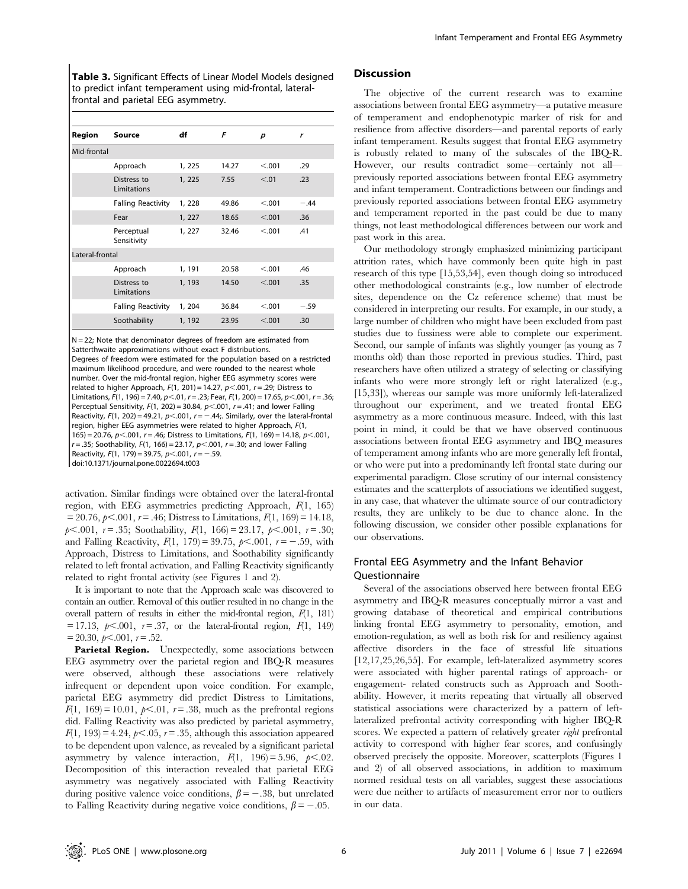**Table 3.** Significant Effects of Linear Model Models designed to predict infant temperament using mid-frontal, lateral-frontal and parietal EEG asymmetry.

| Region | Source | df | $F$ | $p$ | $r$ |
|---|---|---|---|---|---|
| Mid-frontal | | | | | |
| | Approach | 1, 225 | 14.27 | <.001 | .29 |
| | Distress to Limitations | 1, 225 | 7.55 | <.01 | .23 |
| | Falling Reactivity | 1, 228 | 49.86 | <.001 | −.44 |
| | Fear | 1, 227 | 18.65 | <.001 | .36 |
| | Perceptual Sensitivity | 1, 227 | 32.46 | <.001 | .41 |
| Lateral-frontal | | | | | |
| | Approach | 1, 191 | 20.58 | <.001 | .46 |
| | Distress to Limitations | 1, 193 | 14.50 | <.001 | .35 |
| | Falling Reactivity | 1, 204 | 36.84 | <.001 | −.59 |
| | Soothability | 1, 192 | 23.95 | <.001 | .30 |

N = 22; Note that denominator degrees of freedom are estimated from Satterthwaite approximations without exact F distributions.
Degrees of freedom were estimated for the population based on a restricted maximum likelihood procedure, and were rounded to the nearest whole number. Over the mid-frontal region, higher EEG asymmetry scores were related to higher Approach, $F(1, 201) = 14.27$, $p < .001$, $r = .29$; Distress to Limitations, $F(1, 196) = 7.40$, $p < .01$, $r = .23$; Fear, $F(1, 200) = 17.65$, $p < .001$, $r = .36$; Perceptual Sensitivity, $F(1, 202) = 30.84$, $p < .001$, $r = .41$; and lower Falling Reactivity, $F(1, 202) = 49.21$, $p < .001$, $r = -.44$;. Similarly, over the lateral-frontal region, higher EEG asymmetries were related to higher Approach, $F(1, 165) = 20.76$, $p < .001$, $r = .46$; Distress to Limitations, $F(1, 169) = 14.18$, $p < .001$, $r = .35$; Soothability, $F(1, 166) = 23.17$, $p < .001$, $r = .30$; and lower Falling Reactivity, $F(1, 179) = 39.75$, $p < .001$, $r = -.59$.
doi:10.1371/journal.pone.0022694.t003

activation. Similar findings were obtained over the lateral-frontal region, with EEG asymmetries predicting Approach, $F(1, 165) = 20.76$, $p < .001$, $r = .46$; Distress to Limitations, $F(1, 169) = 14.18$, $p < .001$, $r = .35$; Soothability, $F(1, 166) = 23.17$, $p < .001$, $r = .30$; and Falling Reactivity, $F(1, 179) = 39.75$, $p < .001$, $r = -.59$, with Approach, Distress to Limitations, and Soothability significantly related to left frontal activation, and Falling Reactivity significantly related to right frontal activity (see Figures 1 and 2).

It is important to note that the Approach scale was discovered to contain an outlier. Removal of this outlier resulted in no change in the overall pattern of results in either the mid-frontal region, $F(1, 181) = 17.13$, $p < .001$, $r = .37$, or the lateral-frontal region, $F(1, 149) = 20.30$, $p < .001$, $r = .52$.

**Parietal Region.** Unexpectedly, some associations between EEG asymmetry over the parietal region and IBQ-R measures were observed, although these associations were relatively infrequent or dependent upon voice condition. For example, parietal EEG asymmetry did predict Distress to Limitations, $F(1, 169) = 10.01$, $p < .01$, $r = .38$, much as the prefrontal regions did. Falling Reactivity was also predicted by parietal asymmetry, $F(1, 193) = 4.24$, $p < .05$, $r = .35$, although this association appeared to be dependent upon valence, as revealed by a significant parietal asymmetry by valence interaction, $F(1, 196) = 5.96$, $p < .02$. Decomposition of this interaction revealed that parietal EEG asymmetry was negatively associated with Falling Reactivity during positive valence voice conditions, $\beta = -.38$, but unrelated to Falling Reactivity during negative voice conditions, $\beta = -.05$.

## Discussion

The objective of the current research was to examine associations between frontal EEG asymmetry—a putative measure of temperament and endophenotypic marker of risk for and resilience from affective disorders—and parental reports of early infant temperament. Results suggest that frontal EEG asymmetry is robustly related to many of the subscales of the IBQ-R. However, our results contradict some—certainly not all—previously reported associations between frontal EEG asymmetry and infant temperament. Contradictions between our findings and previously reported associations between frontal EEG asymmetry and temperament reported in the past could be due to many things, not least methodological differences between our work and past work in this area.

Our methodology strongly emphasized minimizing participant attrition rates, which have commonly been quite high in past research of this type [15,53,54], even though doing so introduced other methodological constraints (e.g., low number of electrode sites, dependence on the Cz reference scheme) that must be considered in interpreting our results. For example, in our study, a large number of children who might have been excluded from past studies due to fussiness were able to complete our experiment. Second, our sample of infants was slightly younger (as young as 7 months old) than those reported in previous studies. Third, past researchers have often utilized a strategy of selecting or classifying infants who were more strongly left or right lateralized (e.g., [15,33]), whereas our sample was more uniformly left-lateralized throughout our experiment, and we treated frontal EEG asymmetry as a more continuous measure. Indeed, with this last point in mind, it could be that we have observed continuous associations between frontal EEG asymmetry and IBQ measures of temperament among infants who are more generally left frontal, or who were put into a predominantly left frontal state during our experimental paradigm. Close scrutiny of our internal consistency estimates and the scatterplots of associations we identified suggest, in any case, that whatever the ultimate source of our contradictory results, they are unlikely to be due to chance alone. In the following discussion, we consider other possible explanations for our observations.

### Frontal EEG Asymmetry and the Infant Behavior Questionnaire

Several of the associations observed here between frontal EEG asymmetry and IBQ-R measures conceptually mirror a vast and growing database of theoretical and empirical contributions linking frontal EEG asymmetry to personality, emotion, and emotion-regulation, as well as both risk for and resiliency against affective disorders in the face of stressful life situations [12,17,25,26,55]. For example, left-lateralized asymmetry scores were associated with higher parental ratings of approach- or engagement- related constructs such as Approach and Soothability. However, it merits repeating that virtually all observed statistical associations were characterized by a pattern of left-lateralized prefrontal activity corresponding with higher IBQ-R scores. We expected a pattern of relatively greater *right* prefrontal activity to correspond with higher fear scores, and confusingly observed precisely the opposite. Moreover, scatterplots (Figures 1 and 2) of all observed associations, in addition to maximum normed residual tests on all variables, suggest these associations were due neither to artifacts of measurement error nor to outliers in our data.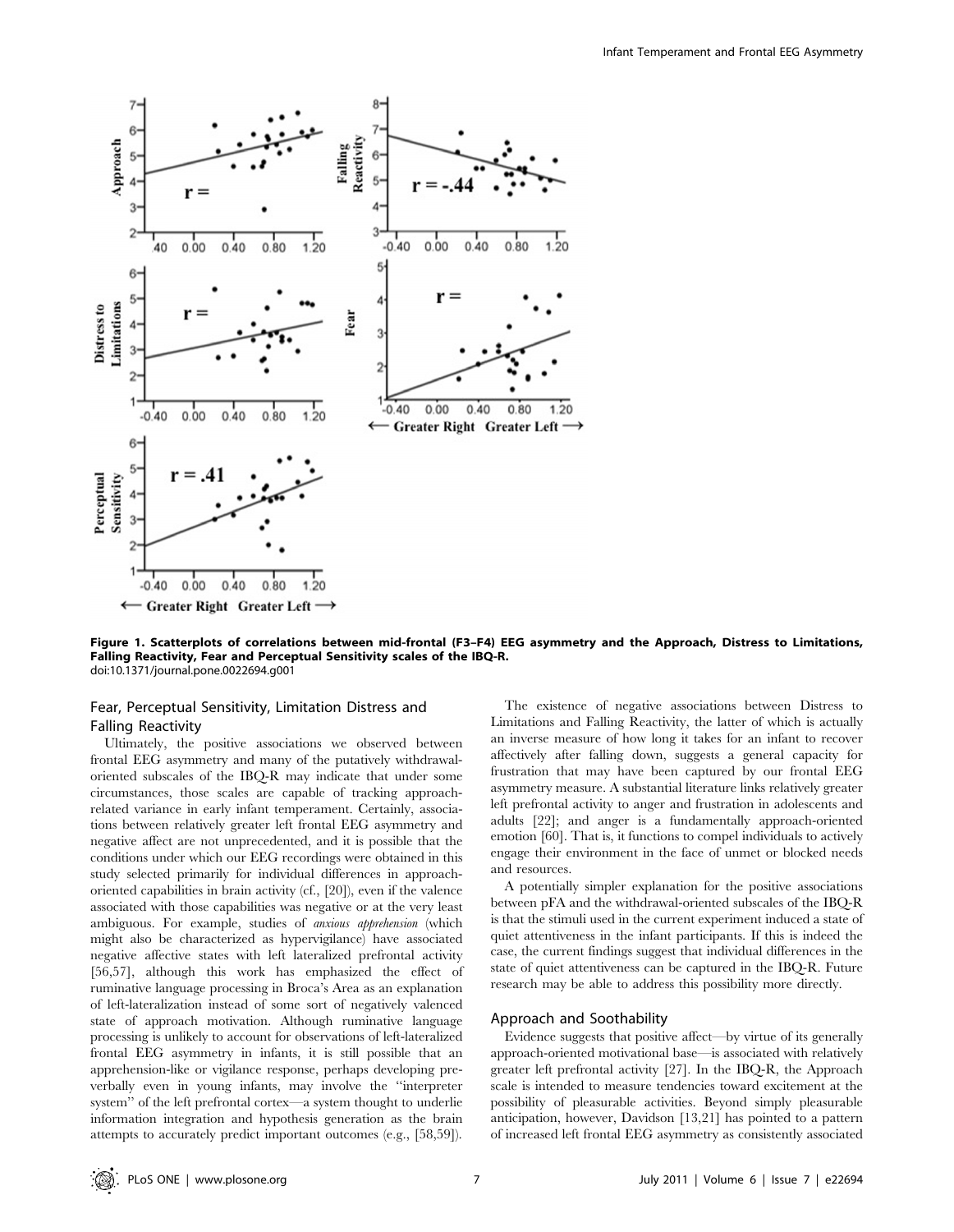**Figure 1. Scatterplots of correlations between mid-frontal (F3–F4) EEG asymmetry and the Approach, Distress to Limitations, Falling Reactivity, Fear and Perceptual Sensitivity scales of the IBQ-R.**
doi:10.1371/journal.pone.0022694.g001

### Fear, Perceptual Sensitivity, Limitation Distress and Falling Reactivity

Ultimately, the positive associations we observed between frontal EEG asymmetry and many of the putatively withdrawal-oriented subscales of the IBQ-R may indicate that under some circumstances, those scales are capable of tracking approach-related variance in early infant temperament. Certainly, associations between relatively greater left frontal EEG asymmetry and negative affect are not unprecedented, and it is possible that the conditions under which our EEG recordings were obtained in this study selected primarily for individual differences in approach-oriented capabilities in brain activity (cf., [20]), even if the valence associated with those capabilities was negative or at the very least ambiguous. For example, studies of *anxious apprehension* (which might also be characterized as hypervigilance) have associated negative affective states with left lateralized prefrontal activity [56,57], although this work has emphasized the effect of ruminative language processing in Broca's Area as an explanation of left-lateralization instead of some sort of negatively valenced state of approach motivation. Although ruminative language processing is unlikely to account for observations of left-lateralized frontal EEG asymmetry in infants, it is still possible that an apprehension-like or vigilance response, perhaps developing preverbally even in young infants, may involve the "interpreter system" of the left prefrontal cortex—a system thought to underlie information integration and hypothesis generation as the brain attempts to accurately predict important outcomes (e.g., [58,59]).

The existence of negative associations between Distress to Limitations and Falling Reactivity, the latter of which is actually an inverse measure of how long it takes for an infant to recover affectively after falling down, suggests a general capacity for frustration that may have been captured by our frontal EEG asymmetry measure. A substantial literature links relatively greater left prefrontal activity to anger and frustration in adolescents and adults [22]; and anger is a fundamentally approach-oriented emotion [60]. That is, it functions to compel individuals to actively engage their environment in the face of unmet or blocked needs and resources.

A potentially simpler explanation for the positive associations between pFA and the withdrawal-oriented subscales of the IBQ-R is that the stimuli used in the current experiment induced a state of quiet attentiveness in the infant participants. If this is indeed the case, the current findings suggest that individual differences in the state of quiet attentiveness can be captured in the IBQ-R. Future research may be able to address this possibility more directly.

### Approach and Soothability

Evidence suggests that positive affect—by virtue of its generally approach-oriented motivational base—is associated with relatively greater left prefrontal activity [27]. In the IBQ-R, the Approach scale is intended to measure tendencies toward excitement at the possibility of pleasurable activities. Beyond simply pleasurable anticipation, however, Davidson [13,21] has pointed to a pattern of increased left frontal EEG asymmetry as consistently associated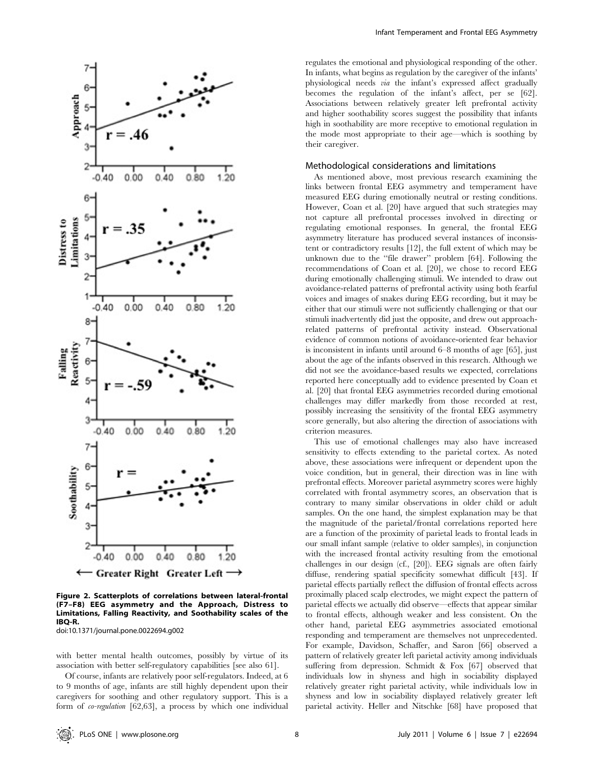Figure 2. Scatterplots of correlations between lateral-frontal (F7–F8) EEG asymmetry and the Approach, Distress to Limitations, Falling Reactivity, and Soothability scales of the IBQ-R.
doi:10.1371/journal.pone.0022694.g002

with better mental health outcomes, possibly by virtue of its association with better self-regulatory capabilities [see also 61].

Of course, infants are relatively poor self-regulators. Indeed, at 6 to 9 months of age, infants are still highly dependent upon their caregivers for soothing and other regulatory support. This is a form of *co-regulation* [62,63], a process by which one individual regulates the emotional and physiological responding of the other. In infants, what begins as regulation by the caregiver of the infants' physiological needs *via* the infant's expressed affect gradually becomes the regulation of the infant's affect, per se [62]. Associations between relatively greater left prefrontal activity and higher soothability scores suggest the possibility that infants high in soothability are more receptive to emotional regulation in the mode most appropriate to their age—which is soothing by their caregiver.

### Methodological considerations and limitations

As mentioned above, most previous research examining the links between frontal EEG asymmetry and temperament have measured EEG during emotionally neutral or resting conditions. However, Coan et al. [20] have argued that such strategies may not capture all prefrontal processes involved in directing or regulating emotional responses. In general, the frontal EEG asymmetry literature has produced several instances of inconsistent or contradictory results [12], the full extent of which may be unknown due to the "file drawer" problem [64]. Following the recommendations of Coan et al. [20], we chose to record EEG during emotionally challenging stimuli. We intended to draw out avoidance-related patterns of prefrontal activity using both fearful voices and images of snakes during EEG recording, but it may be either that our stimuli were not sufficiently challenging or that our stimuli inadvertently did just the opposite, and drew out approach-related patterns of prefrontal activity instead. Observational evidence of common notions of avoidance-oriented fear behavior is inconsistent in infants until around 6–8 months of age [65], just about the age of the infants observed in this research. Although we did not see the avoidance-based results we expected, correlations reported here conceptually add to evidence presented by Coan et al. [20] that frontal EEG asymmetries recorded during emotional challenges may differ markedly from those recorded at rest, possibly increasing the sensitivity of the frontal EEG asymmetry score generally, but also altering the direction of associations with criterion measures.

This use of emotional challenges may also have increased sensitivity to effects extending to the parietal cortex. As noted above, these associations were infrequent or dependent upon the voice condition, but in general, their direction was in line with prefrontal effects. Moreover parietal asymmetry scores were highly correlated with frontal asymmetry scores, an observation that is contrary to many similar observations in older child or adult samples. On the one hand, the simplest explanation may be that the magnitude of the parietal/frontal correlations reported here are a function of the proximity of parietal leads to frontal leads in our small infant sample (relative to older samples), in conjunction with the increased frontal activity resulting from the emotional challenges in our design (cf., [20]). EEG signals are often fairly diffuse, rendering spatial specificity somewhat difficult [43]. If parietal effects partially reflect the diffusion of frontal effects across proximally placed scalp electrodes, we might expect the pattern of parietal effects we actually did observe—effects that appear similar to frontal effects, although weaker and less consistent. On the other hand, parietal EEG asymmetries associated emotional responding and temperament are themselves not unprecedented. For example, Davidson, Schaffer, and Saron [66] observed a pattern of relatively greater left parietal activity among individuals suffering from depression. Schmidt & Fox [67] observed that individuals low in shyness and high in sociability displayed relatively greater right parietal activity, while individuals low in shyness and low in sociability displayed relatively greater left parietal activity. Heller and Nitschke [68] have proposed that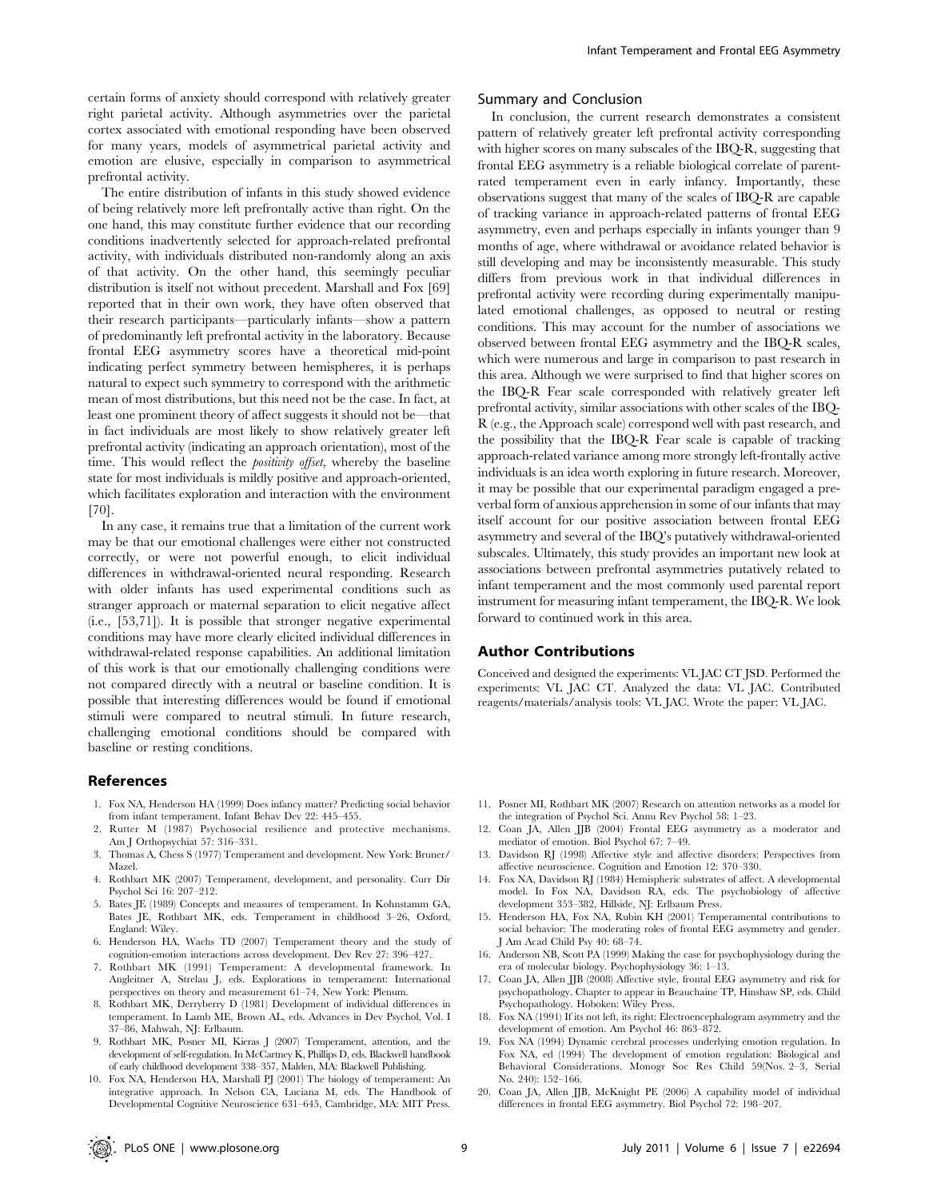certain forms of anxiety should correspond with relatively greater right parietal activity. Although asymmetries over the parietal cortex associated with emotional responding have been observed for many years, models of asymmetrical parietal activity and emotion are elusive, especially in comparison to asymmetrical prefrontal activity.

The entire distribution of infants in this study showed evidence of being relatively more left prefrontally active than right. On the one hand, this may constitute further evidence that our recording conditions inadvertently selected for approach-related prefrontal activity, with individuals distributed non-randomly along an axis of that activity. On the other hand, this seemingly peculiar distribution is itself not without precedent. Marshall and Fox [69] reported that in their own work, they have often observed that their research participants—particularly infants—show a pattern of predominantly left prefrontal activity in the laboratory. Because frontal EEG asymmetry scores have a theoretical mid-point indicating perfect symmetry between hemispheres, it is perhaps natural to expect such symmetry to correspond with the arithmetic mean of most distributions, but this need not be the case. In fact, at least one prominent theory of affect suggests it should not be—that in fact individuals are most likely to show relatively greater left prefrontal activity (indicating an approach orientation), most of the time. This would reflect the *positivity offset*, whereby the baseline state for most individuals is mildly positive and approach-oriented, which facilitates exploration and interaction with the environment [70].

In any case, it remains true that a limitation of the current work may be that our emotional challenges were either not constructed correctly, or were not powerful enough, to elicit individual differences in withdrawal-oriented neural responding. Research with older infants has used experimental conditions such as stranger approach or maternal separation to elicit negative affect (i.e., [53,71]). It is possible that stronger negative experimental conditions may have more clearly elicited individual differences in withdrawal-related response capabilities. An additional limitation of this work is that our emotionally challenging conditions were not compared directly with a neutral or baseline condition. It is possible that interesting differences would be found if emotional stimuli were compared to neutral stimuli. In future research, challenging emotional conditions should be compared with baseline or resting conditions.

## Summary and Conclusion

In conclusion, the current research demonstrates a consistent pattern of relatively greater left prefrontal activity corresponding with higher scores on many subscales of the IBQ-R, suggesting that frontal EEG asymmetry is a reliable biological correlate of parent-rated temperament even in early infancy. Importantly, these observations suggest that many of the scales of IBQ-R are capable of tracking variance in approach-related patterns of frontal EEG asymmetry, even and perhaps especially in infants younger than 9 months of age, where withdrawal or avoidance related behavior is still developing and may be inconsistently measurable. This study differs from previous work in that individual differences in prefrontal activity were recording during experimentally manipulated emotional challenges, as opposed to neutral or resting conditions. This may account for the number of associations we observed between frontal EEG asymmetry and the IBQ-R scales, which were numerous and large in comparison to past research in this area. Although we were surprised to find that higher scores on the IBQ-R Fear scale corresponded with relatively greater left prefrontal activity, similar associations with other scales of the IBQ-R (e.g., the Approach scale) correspond well with past research, and the possibility that the IBQ-R Fear scale is capable of tracking approach-related variance among more strongly left-frontally active individuals is an idea worth exploring in future research. Moreover, it may be possible that our experimental paradigm engaged a preverbal form of anxious apprehension in some of our infants that may itself account for our positive association between frontal EEG asymmetry and several of the IBQ's putatively withdrawal-oriented subscales. Ultimately, this study provides an important new look at associations between prefrontal asymmetries putatively related to infant temperament and the most commonly used parental report instrument for measuring infant temperament, the IBQ-R. We look forward to continued work in this area.

## Author Contributions

Conceived and designed the experiments: VL JAC CT JSD. Performed the experiments: VL JAC CT. Analyzed the data: VL JAC. Contributed reagents/materials/analysis tools: VL JAC. Wrote the paper: VL JAC.

## References

1. Fox NA, Henderson HA (1999) Does infancy matter? Predicting social behavior from infant temperament. Infant Behav Dev 22: 445–455.
2. Rutter M (1987) Psychosocial resilience and protective mechanisms. Am J Orthopsychiat 57: 316–331.
3. Thomas A, Chess S (1977) Temperament and development. New York: Bruner/Mazel.
4. Rothbart MK (2007) Temperament, development, and personality. Curr Dir Psychol Sci 16: 207–212.
5. Bates JE (1989) Concepts and measures of temperament. In Kohnstamm GA, Bates JE, Rothbart MK, eds. Temperament in childhood 3–26, Oxford, England: Wiley.
6. Henderson HA, Wachs TD (2007) Temperament theory and the study of cognition-emotion interactions across development. Dev Rev 27: 396–427.
7. Rothbart MK (1991) Temperament: A developmental framework. In Angleitner A, Strelau J, eds. Explorations in temperament: International perspectives on theory and measurement 61–74, New York: Plenum.
8. Rothbart MK, Derryberry D (1981) Development of individual differences in temperament. In Lamb ME, Brown AL, eds. Advances in Dev Psychol, Vol. I 37–86, Mahwah, NJ: Erlbaum.
9. Rothbart MK, Posner MI, Kieras J (2007) Temperament, attention, and the development of self-regulation. In McCartney K, Phillips D, eds. Blackwell handbook of early childhood development 338–357, Malden, MA: Blackwell Publishing.
10. Fox NA, Henderson HA, Marshall PJ (2001) The biology of temperament: An integrative approach. In Nelson CA, Luciana M, eds. The Handbook of Developmental Cognitive Neuroscience 631–645, Cambridge, MA: MIT Press.
11. Posner MI, Rothbart MK (2007) Research on attention networks as a model for the integration of Psychol Sci. Annu Rev Psychol 58: 1–23.
12. Coan JA, Allen JJB (2004) Frontal EEG asymmetry as a moderator and mediator of emotion. Biol Psychol 67: 7–49.
13. Davidson RJ (1998) Affective style and affective disorders: Perspectives from affective neuroscience. Cognition and Emotion 12: 370–330.
14. Fox NA, Davidson RJ (1984) Hemispheric substrates of affect. A developmental model. In Fox NA, Davidson RA, eds. The psychobiology of affective development 353–382, Hillside, NJ: Erlbaum Press.
15. Henderson HA, Fox NA, Rubin KH (2001) Temperamental contributions to social behavior: The moderating roles of frontal EEG asymmetry and gender. J Am Acad Child Psy 40: 68–74.
16. Anderson NB, Scott PA (1999) Making the case for psychophysiology during the era of molecular biology. Psychophysiology 36: 1–13.
17. Coan JA, Allen JJB (2008) Affective style, frontal EEG asymmetry and risk for psychopathology. Chapter to appear in Beauchaine TP, Hinshaw SP, eds. Child Psychopathology. Hoboken: Wiley Press.
18. Fox NA (1991) If its not left, its right: Electroencephalogram asymmetry and the development of emotion. Am Psychol 46: 863–872.
19. Fox NA (1994) Dynamic cerebral processes underlying emotion regulation. In Fox NA, ed (1994) The development of emotion regulation: Biological and Behavioral Considerations. Monogr Soc Res Child 59(Nos. 2–3, Serial No. 240): 152–166.
20. Coan JA, Allen JJB, McKnight PE (2006) A capability model of individual differences in frontal EEG asymmetry. Biol Psychol 72: 198–207.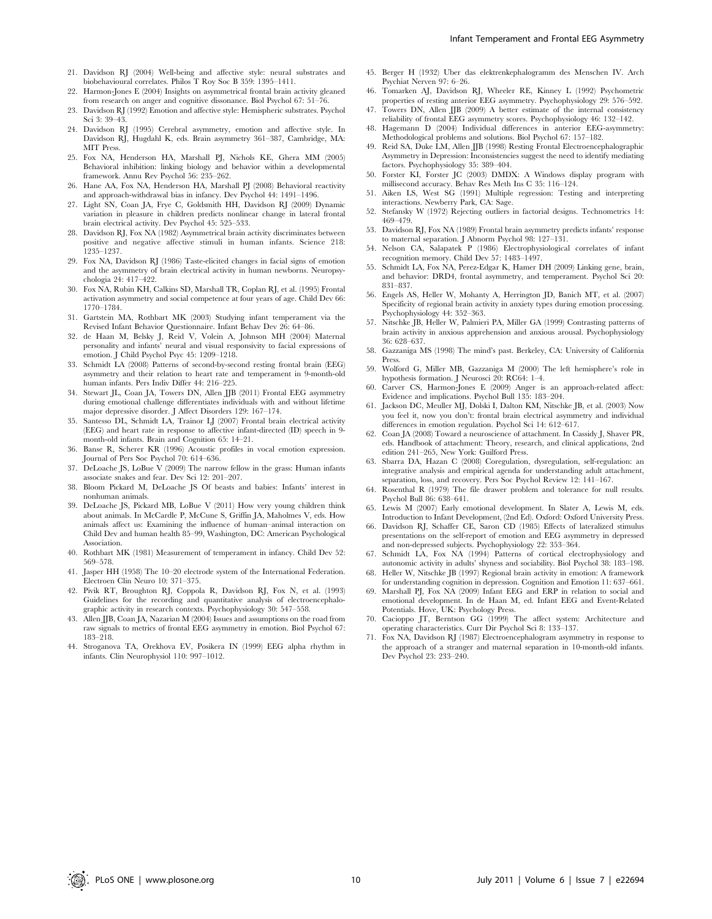21. Davidson RJ (2004) Well-being and affective style: neural substrates and biobehavioural correlates. Philos T Roy Soc B 359: 1395–1411.
22. Harmon-Jones E (2004) Insights on asymmetrical frontal brain activity gleaned from research on anger and cognitive dissonance. Biol Psychol 67: 51–76.
23. Davidson RJ (1992) Emotion and affective style: Hemispheric substrates. Psychol Sci 3: 39–43.
24. Davidson RJ (1995) Cerebral asymmetry, emotion and affective style. In Davidson RJ, Hugdahl K, eds. Brain asymmetry 361–387, Cambridge, MA: MIT Press.
25. Fox NA, Henderson HA, Marshall PJ, Nichols KE, Ghera MM (2005) Behavioral inhibition: linking biology and behavior within a developmental framework. Annu Rev Psychol 56: 235–262.
26. Hane AA, Fox NA, Henderson HA, Marshall PJ (2008) Behavioral reactivity and approach-withdrawal bias in infancy. Dev Psychol 44: 1491–1496.
27. Light SN, Coan JA, Frye C, Goldsmith HH, Davidson RJ (2009) Dynamic variation in pleasure in children predicts nonlinear change in lateral frontal brain electrical activity. Dev Psychol 45: 525–533.
28. Davidson RJ, Fox NA (1982) Asymmetrical brain activity discriminates between positive and negative affective stimuli in human infants. Science 218: 1235–1237.
29. Fox NA, Davidson RJ (1986) Taste-elicited changes in facial signs of emotion and the asymmetry of brain electrical activity in human newborns. Neuropsychologia 24: 417–422.
30. Fox NA, Rubin KH, Calkins SD, Marshall TR, Coplan RJ, et al. (1995) Frontal activation asymmetry and social competence at four years of age. Child Dev 66: 1770–1784.
31. Gartstein MA, Rothbart MK (2003) Studying infant temperament via the Revised Infant Behavior Questionnaire. Infant Behav Dev 26: 64–86.
32. de Haan M, Belsky J, Reid V, Volein A, Johnson MH (2004) Maternal personality and infants' neural and visual responsivity to facial expressions of emotion. J Child Psychol Psyc 45: 1209–1218.
33. Schmidt LA (2008) Patterns of second-by-second resting frontal brain (EEG) asymmetry and their relation to heart rate and temperament in 9-month-old human infants. Pers Indiv Differ 44: 216–225.
34. Stewart JL, Coan JA, Towers DN, Allen JJB (2011) Frontal EEG asymmetry during emotional challenge differentiates individuals with and without lifetime major depressive disorder. J Affect Disorders 129: 167–174.
35. Santesso DL, Schmidt LA, Trainor LJ (2007) Frontal brain electrical activity (EEG) and heart rate in response to affective infant-directed (ID) speech in 9-month-old infants. Brain and Cognition 65: 14–21.
36. Banse R, Scherer KR (1996) Acoustic profiles in vocal emotion expression. Journal of Pers Soc Psychol 70: 614–636.
37. DeLoache JS, LoBue V (2009) The narrow fellow in the grass: Human infants associate snakes and fear. Dev Sci 12: 201–207.
38. Bloom Pickard M, DeLoache JS Of beasts and babies: Infants' interest in nonhuman animals.
39. DeLoache JS, Pickard MB, LoBue V (2011) How very young children think about animals. In McCardle P, McCune S, Griffin JA, Maholmes V, eds. How animals affect us: Examining the influence of human–animal interaction on Child Dev and human health 85–99, Washington, DC: American Psychological Association.
40. Rothbart MK (1981) Measurement of temperament in infancy. Child Dev 52: 569–578.
41. Jasper HH (1958) The 10–20 electrode system of the International Federation. Electroen Clin Neuro 10: 371–375.
42. Pivik RT, Broughton RJ, Coppola R, Davidson RJ, Fox N, et al. (1993) Guidelines for the recording and quantitative analysis of electroencephalographic activity in research contexts. Psychophysiology 30: 547–558.
43. Allen JJB, Coan JA, Nazarian M (2004) Issues and assumptions on the road from raw signals to metrics of frontal EEG asymmetry in emotion. Biol Psychol 67: 183–218.
44. Stroganova TA, Orekhova EV, Posikera IN (1999) EEG alpha rhythm in infants. Clin Neurophysiol 110: 997–1012.
45. Berger H (1932) Uber das elektrenkephalogramm des Menschen IV. Arch Psychiat Nerven 97: 6–26.
46. Tomarken AJ, Davidson RJ, Wheeler RE, Kinney L (1992) Psychometric properties of resting anterior EEG asymmetry. Psychophysiology 29: 576–592.
47. Towers DN, Allen JJB (2009) A better estimate of the internal consistency reliability of frontal EEG asymmetry scores. Psychophysiology 46: 132–142.
48. Hagemann D (2004) Individual differences in anterior EEG-asymmetry: Methodological problems and solutions. Biol Psychol 67: 157–182.
49. Reid SA, Duke LM, Allen JJB (1998) Resting Frontal Electroencephalographic Asymmetry in Depression: Inconsistencies suggest the need to identify mediating factors. Psychophysiology 35: 389–404.
50. Forster KI, Forster JC (2003) DMDX: A Windows display program with millisecond accuracy. Behav Res Meth Ins C 35: 116–124.
51. Aiken LS, West SG (1991) Multiple regression: Testing and interpreting interactions. Newberry Park, CA: Sage.
52. Stefansky W (1972) Rejecting outliers in factorial designs. Technometrics 14: 469–479.
53. Davidson RJ, Fox NA (1989) Frontal brain asymmetry predicts infants' response to maternal separation. J Abnorm Psychol 98: 127–131.
54. Nelson CA, Salapatek P (1986) Electrophysiological correlates of infant recognition memory. Child Dev 57: 1483–1497.
55. Schmidt LA, Fox NA, Perez-Edgar K, Hamer DH (2009) Linking gene, brain, and behavior: DRD4, frontal asymmetry, and temperament. Psychol Sci 20: 831–837.
56. Engels AS, Heller W, Mohanty A, Herrington JD, Banich MT, et al. (2007) Specificity of regional brain activity in anxiety types during emotion processing. Psychophysiology 44: 352–363.
57. Nitschke JB, Heller W, Palmieri PA, Miller GA (1999) Contrasting patterns of brain activity in anxious apprehension and anxious arousal. Psychophysiology 36: 628–637.
58. Gazzaniga MS (1998) The mind's past. Berkeley, CA: University of California Press.
59. Wolford G, Miller MB, Gazzaniga M (2000) The left hemisphere's role in hypothesis formation. J Neurosci 20: RC64: 1–4.
60. Carver CS, Harmon-Jones E (2009) Anger is an approach-related affect: Evidence and implications. Psychol Bull 135: 183–204.
61. Jackson DC, Meuller MJ, Dolski I, Dalton KM, Nitschke JB, et al. (2003) Now you feel it, now you don't: frontal brain electrical asymmetry and individual differences in emotion regulation. Psychol Sci 14: 612–617.
62. Coan JA (2008) Toward a neuroscience of attachment. In Cassidy J, Shaver PR, eds. Handbook of attachment: Theory, research, and clinical applications, 2nd edition 241–265, New York: Guilford Press.
63. Sbarra DA, Hazan C (2008) Coregulation, dysregulation, self-regulation: an integrative analysis and empirical agenda for understanding adult attachment, separation, loss, and recovery. Pers Soc Psychol Review 12: 141–167.
64. Rosenthal R (1979) The file drawer problem and tolerance for null results. Psychol Bull 86: 638–641.
65. Lewis M (2007) Early emotional development. In Slater A, Lewis M, eds. Introduction to Infant Development, (2nd Ed). Oxford: Oxford University Press.
66. Davidson RJ, Schaffer CE, Saron CD (1985) Effects of lateralized stimulus presentations on the self-report of emotion and EEG asymmetry in depressed and non-depressed subjects. Psychophysiology 22: 353–364.
67. Schmidt LA, Fox NA (1994) Patterns of cortical electrophysiology and autonomic activity in adults' shyness and sociability. Biol Psychol 38: 183–198.
68. Heller W, Nitschke JB (1997) Regional brain activity in emotion: A framework for understanding cognition in depression. Cognition and Emotion 11: 637–661.
69. Marshall PJ, Fox NA (2009) Infant EEG and ERP in relation to social and emotional development. In de Haan M, ed. Infant EEG and Event-Related Potentials. Hove, UK: Psychology Press.
70. Cacioppo JT, Berntson GG (1999) The affect system: Architecture and operating characteristics. Curr Dir Psychol Sci 8: 133–137.
71. Fox NA, Davidson RJ (1987) Electroencephalogram asymmetry in response to the approach of a stranger and maternal separation in 10-month-old infants. Dev Psychol 23: 233–240.